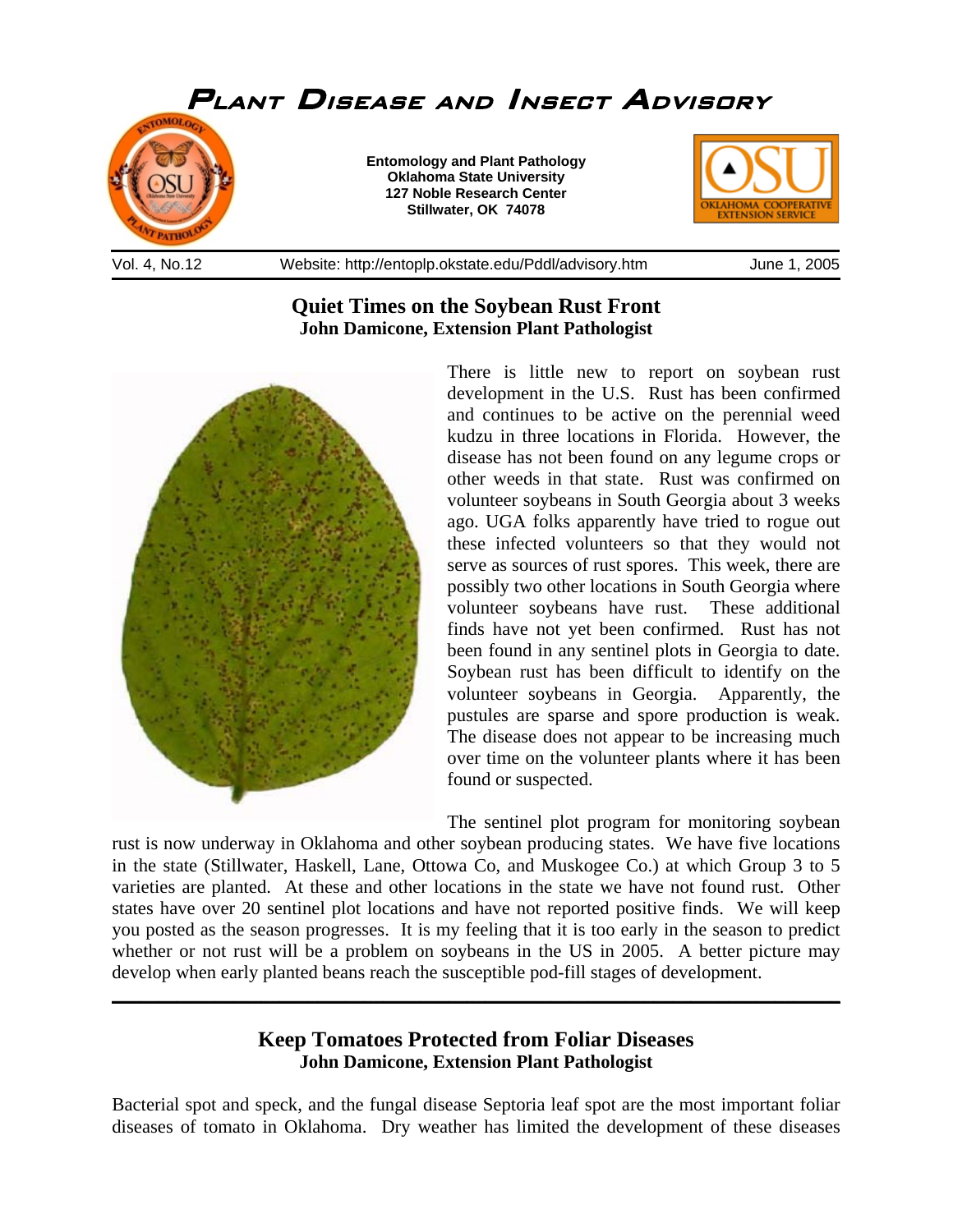# Plant Disease and Insect Advisory

**Entomology and Plant Pathology**
**Oklahoma State University**
**127 Noble Research Center**
**Stillwater, OK 74078**

Vol. 4, No.12 Website: http://entoplp.okstate.edu/Pddl/advisory.htm June 1, 2005

## Quiet Times on the Soybean Rust Front

**John Damicone, Extension Plant Pathologist**

There is little new to report on soybean rust development in the U.S. Rust has been confirmed and continues to be active on the perennial weed kudzu in three locations in Florida. However, the disease has not been found on any legume crops or other weeds in that state. Rust was confirmed on volunteer soybeans in South Georgia about 3 weeks ago. UGA folks apparently have tried to rogue out these infected volunteers so that they would not serve as sources of rust spores. This week, there are possibly two other locations in South Georgia where volunteer soybeans have rust. These additional finds have not yet been confirmed. Rust has not been found in any sentinel plots in Georgia to date. Soybean rust has been difficult to identify on the volunteer soybeans in Georgia. Apparently, the pustules are sparse and spore production is weak. The disease does not appear to be increasing much over time on the volunteer plants where it has been found or suspected.

The sentinel plot program for monitoring soybean rust is now underway in Oklahoma and other soybean producing states. We have five locations in the state (Stillwater, Haskell, Lane, Ottowa Co, and Muskogee Co.) at which Group 3 to 5 varieties are planted. At these and other locations in the state we have not found rust. Other states have over 20 sentinel plot locations and have not reported positive finds. We will keep you posted as the season progresses. It is my feeling that it is too early in the season to predict whether or not rust will be a problem on soybeans in the US in 2005. A better picture may develop when early planted beans reach the susceptible pod-fill stages of development.

---

## Keep Tomatoes Protected from Foliar Diseases

**John Damicone, Extension Plant Pathologist**

Bacterial spot and speck, and the fungal disease Septoria leaf spot are the most important foliar diseases of tomato in Oklahoma. Dry weather has limited the development of these diseases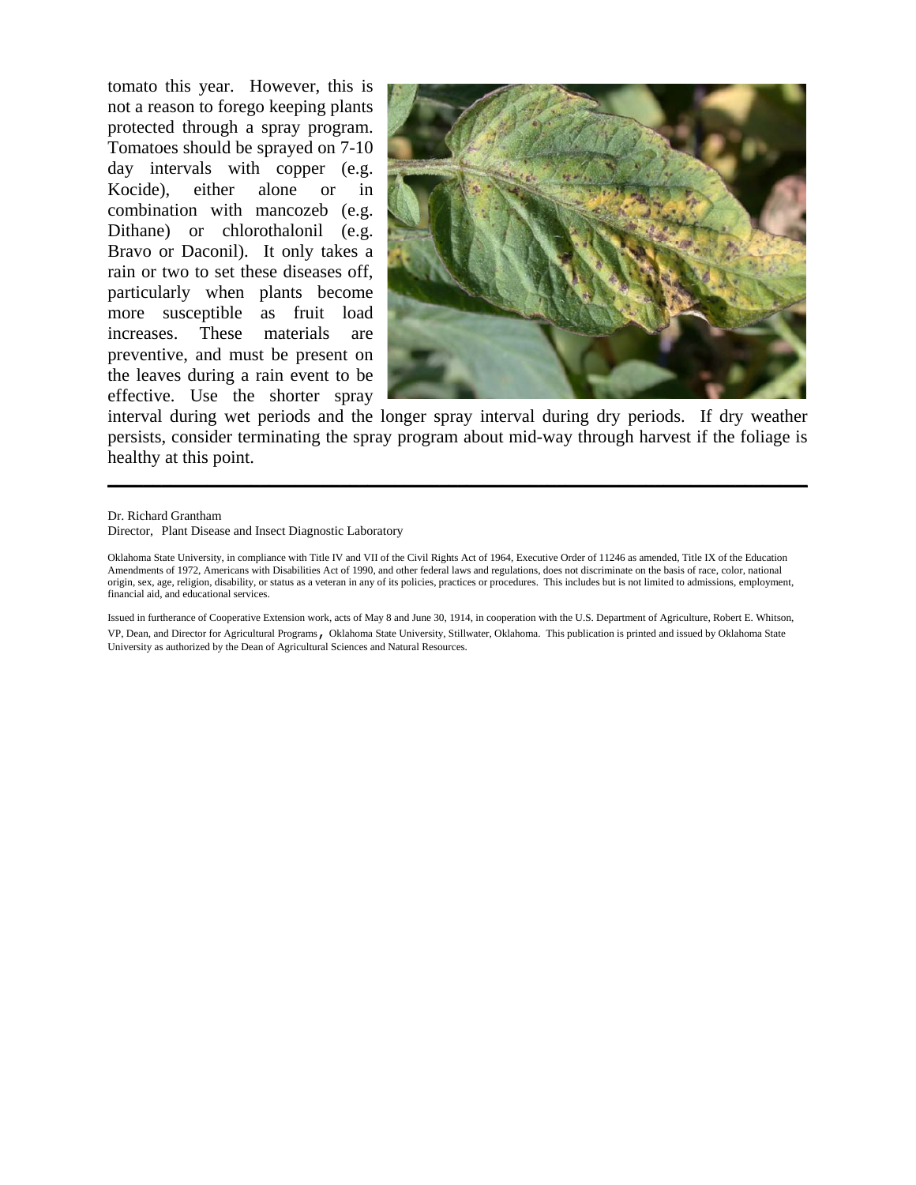tomato this year. However, this is not a reason to forego keeping plants protected through a spray program. Tomatoes should be sprayed on 7-10 day intervals with copper (e.g. Kocide), either alone or in combination with mancozeb (e.g. Dithane) or chlorothalonil (e.g. Bravo or Daconil). It only takes a rain or two to set these diseases off, particularly when plants become more susceptible as fruit load increases. These materials are preventive, and must be present on the leaves during a rain event to be effective. Use the shorter spray interval during wet periods and the longer spray interval during dry periods. If dry weather persists, consider terminating the spray program about mid-way through harvest if the foliage is healthy at this point.

---

Dr. Richard Grantham
Director, Plant Disease and Insect Diagnostic Laboratory

Oklahoma State University, in compliance with Title IV and VII of the Civil Rights Act of 1964, Executive Order of 11246 as amended, Title IX of the Education Amendments of 1972, Americans with Disabilities Act of 1990, and other federal laws and regulations, does not discriminate on the basis of race, color, national origin, sex, age, religion, disability, or status as a veteran in any of its policies, practices or procedures. This includes but is not limited to admissions, employment, financial aid, and educational services.

Issued in furtherance of Cooperative Extension work, acts of May 8 and June 30, 1914, in cooperation with the U.S. Department of Agriculture, Robert E. Whitson, VP, Dean, and Director for Agricultural Programs, Oklahoma State University, Stillwater, Oklahoma. This publication is printed and issued by Oklahoma State University as authorized by the Dean of Agricultural Sciences and Natural Resources.